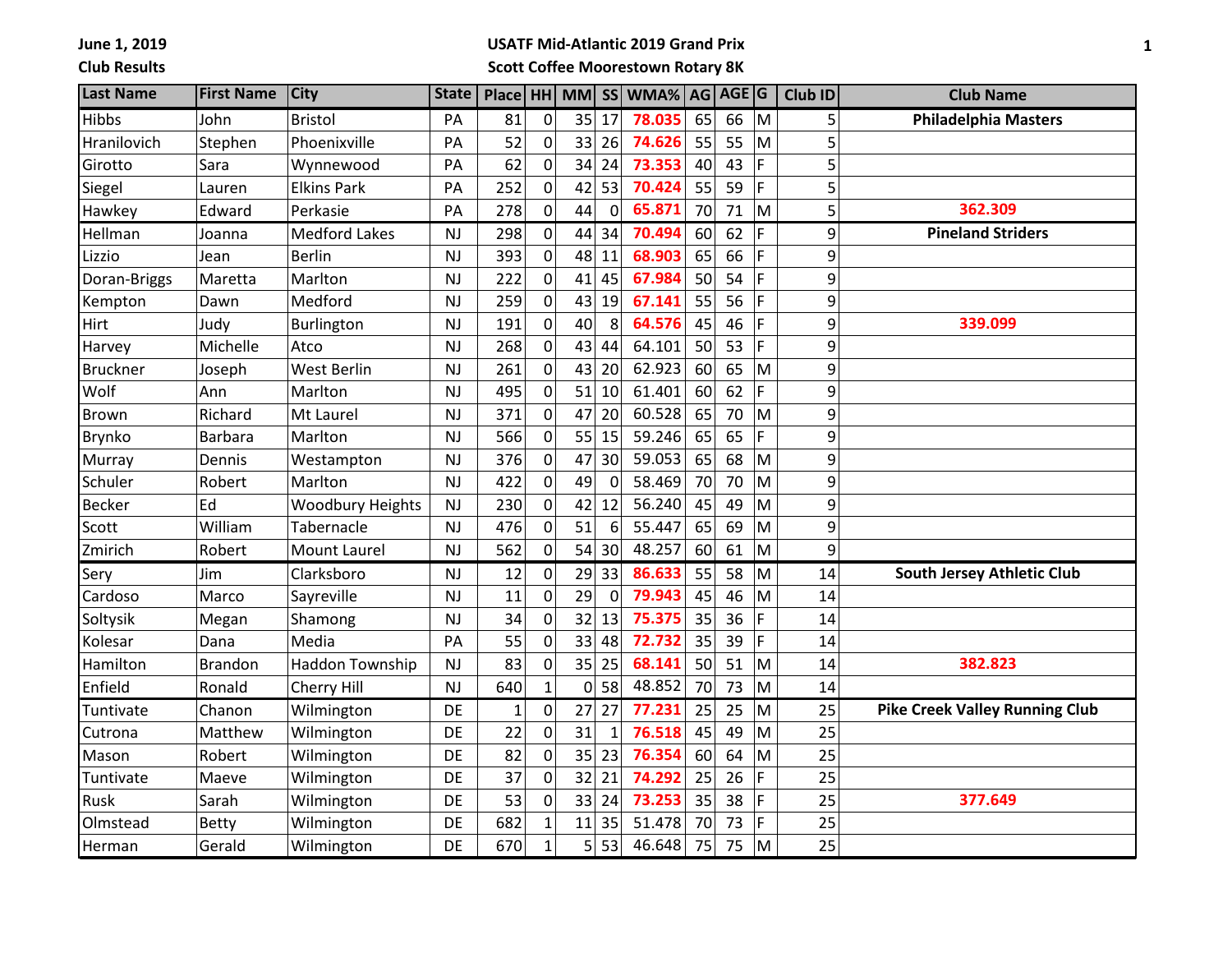June 1, 2019

Club Results

**USATF Mid-Atlantic 2019 Grand Prix**

**Scott Coffee Moorestown Rotary 8K**

| Last Name | First Name | City | State | Place | HH | MM | SS | WMA% | AG | AGE | G | Club ID | Club Name |
|---|---|---|---|---|---|---|---|---|---|---|---|---|---|
| Hibbs | John | Bristol | PA | 81 | 0 | 35 | 17 | 78.035 | 65 | 66 | M | 5 | **Philadelphia Masters** |
| Hranilovich | Stephen | Phoenixville | PA | 52 | 0 | 33 | 26 | 74.626 | 55 | 55 | M | 5 | |
| Girotto | Sara | Wynnewood | PA | 62 | 0 | 34 | 24 | 73.353 | 40 | 43 | F | 5 | |
| Siegel | Lauren | Elkins Park | PA | 252 | 0 | 42 | 53 | 70.424 | 55 | 59 | F | 5 | |
| Hawkey | Edward | Perkasie | PA | 278 | 0 | 44 | 0 | 65.871 | 70 | 71 | M | 5 | 362.309 |
| Hellman | Joanna | Medford Lakes | NJ | 298 | 0 | 44 | 34 | 70.494 | 60 | 62 | F | 9 | **Pineland Striders** |
| Lizzio | Jean | Berlin | NJ | 393 | 0 | 48 | 11 | 68.903 | 65 | 66 | F | 9 | |
| Doran-Briggs | Maretta | Marlton | NJ | 222 | 0 | 41 | 45 | 67.984 | 50 | 54 | F | 9 | |
| Kempton | Dawn | Medford | NJ | 259 | 0 | 43 | 19 | 67.141 | 55 | 56 | F | 9 | |
| Hirt | Judy | Burlington | NJ | 191 | 0 | 40 | 8 | 64.576 | 45 | 46 | F | 9 | 339.099 |
| Harvey | Michelle | Atco | NJ | 268 | 0 | 43 | 44 | 64.101 | 50 | 53 | F | 9 | |
| Bruckner | Joseph | West Berlin | NJ | 261 | 0 | 43 | 20 | 62.923 | 60 | 65 | M | 9 | |
| Wolf | Ann | Marlton | NJ | 495 | 0 | 51 | 10 | 61.401 | 60 | 62 | F | 9 | |
| Brown | Richard | Mt Laurel | NJ | 371 | 0 | 47 | 20 | 60.528 | 65 | 70 | M | 9 | |
| Brynko | Barbara | Marlton | NJ | 566 | 0 | 55 | 15 | 59.246 | 65 | 65 | F | 9 | |
| Murray | Dennis | Westampton | NJ | 376 | 0 | 47 | 30 | 59.053 | 65 | 68 | M | 9 | |
| Schuler | Robert | Marlton | NJ | 422 | 0 | 49 | 0 | 58.469 | 70 | 70 | M | 9 | |
| Becker | Ed | Woodbury Heights | NJ | 230 | 0 | 42 | 12 | 56.240 | 45 | 49 | M | 9 | |
| Scott | William | Tabernacle | NJ | 476 | 0 | 51 | 6 | 55.447 | 65 | 69 | M | 9 | |
| Zmirich | Robert | Mount Laurel | NJ | 562 | 0 | 54 | 30 | 48.257 | 60 | 61 | M | 9 | |
| Sery | Jim | Clarksboro | NJ | 12 | 0 | 29 | 33 | 86.633 | 55 | 58 | M | 14 | **South Jersey Athletic Club** |
| Cardoso | Marco | Sayreville | NJ | 11 | 0 | 29 | 0 | 79.943 | 45 | 46 | M | 14 | |
| Soltysik | Megan | Shamong | NJ | 34 | 0 | 32 | 13 | 75.375 | 35 | 36 | F | 14 | |
| Kolesar | Dana | Media | PA | 55 | 0 | 33 | 48 | 72.732 | 35 | 39 | F | 14 | |
| Hamilton | Brandon | Haddon Township | NJ | 83 | 0 | 35 | 25 | 68.141 | 50 | 51 | M | 14 | 382.823 |
| Enfield | Ronald | Cherry Hill | NJ | 640 | 1 | 0 | 58 | 48.852 | 70 | 73 | M | 14 | |
| Tuntivate | Chanon | Wilmington | DE | 1 | 0 | 27 | 27 | 77.231 | 25 | 25 | M | 25 | **Pike Creek Valley Running Club** |
| Cutrona | Matthew | Wilmington | DE | 22 | 0 | 31 | 1 | 76.518 | 45 | 49 | M | 25 | |
| Mason | Robert | Wilmington | DE | 82 | 0 | 35 | 23 | 76.354 | 60 | 64 | M | 25 | |
| Tuntivate | Maeve | Wilmington | DE | 37 | 0 | 32 | 21 | 74.292 | 25 | 26 | F | 25 | |
| Rusk | Sarah | Wilmington | DE | 53 | 0 | 33 | 24 | 73.253 | 35 | 38 | F | 25 | 377.649 |
| Olmstead | Betty | Wilmington | DE | 682 | 1 | 11 | 35 | 51.478 | 70 | 73 | F | 25 | |
| Herman | Gerald | Wilmington | DE | 670 | 1 | 5 | 53 | 46.648 | 75 | 75 | M | 25 | |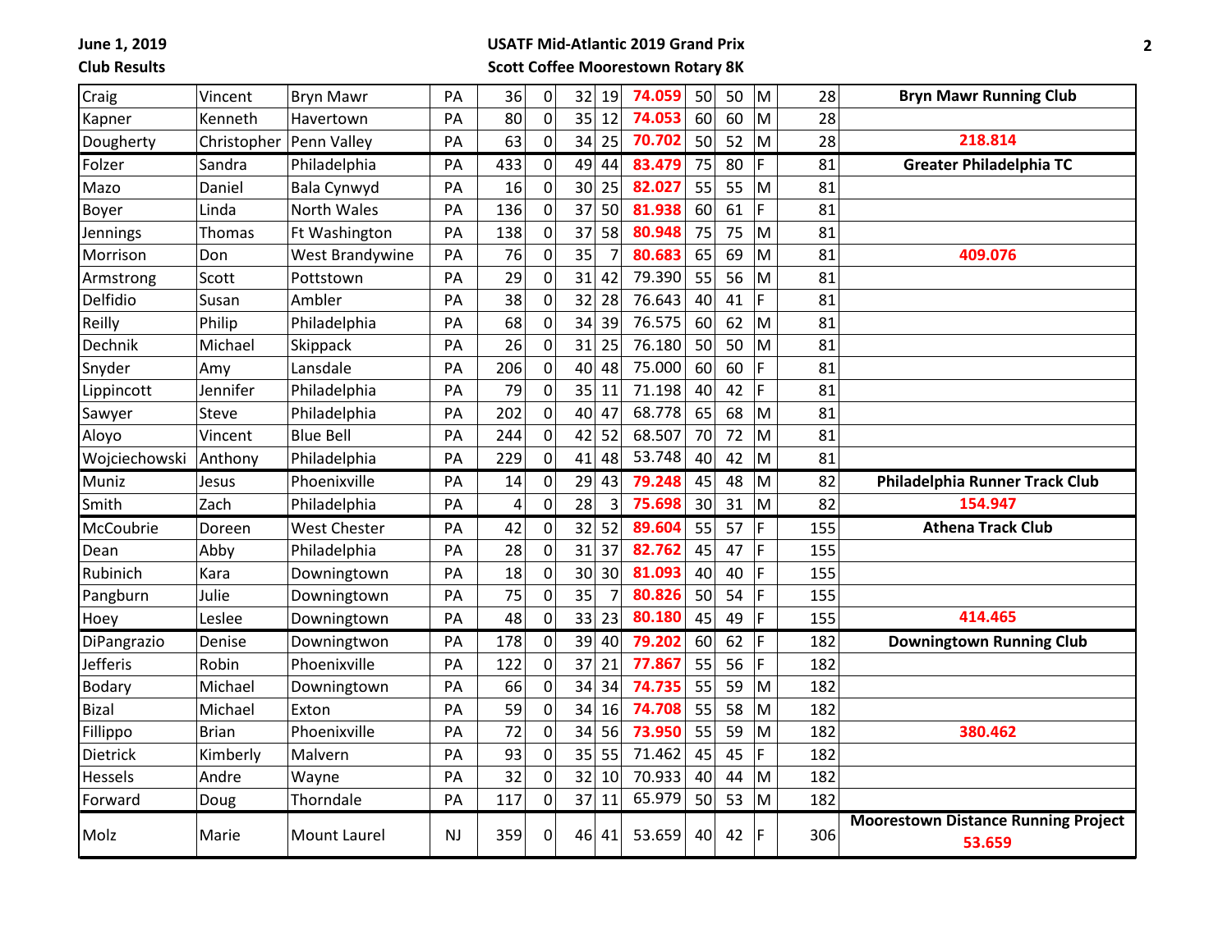June 1, 2019

Club Results

**USATF Mid-Atlantic 2019 Grand Prix**

**Scott Coffee Moorestown Rotary 8K**

| | | | | | | | | | | | | | |
|---|---|---|---|---|---|---|---|---|---|---|---|---|---|
| Craig | Vincent | Bryn Mawr | PA | 36 | 0 | 32 | 19 | **74.059** | 50 | 50 | M | 28 | **Bryn Mawr Running Club** |
| Kapner | Kenneth | Havertown | PA | 80 | 0 | 35 | 12 | **74.053** | 60 | 60 | M | 28 | |
| Dougherty | Christopher | Penn Valley | PA | 63 | 0 | 34 | 25 | **70.702** | 50 | 52 | M | 28 | **218.814** |
| Folzer | Sandra | Philadelphia | PA | 433 | 0 | 49 | 44 | **83.479** | 75 | 80 | F | 81 | **Greater Philadelphia TC** |
| Mazo | Daniel | Bala Cynwyd | PA | 16 | 0 | 30 | 25 | **82.027** | 55 | 55 | M | 81 | |
| Boyer | Linda | North Wales | PA | 136 | 0 | 37 | 50 | **81.938** | 60 | 61 | F | 81 | |
| Jennings | Thomas | Ft Washington | PA | 138 | 0 | 37 | 58 | **80.948** | 75 | 75 | M | 81 | |
| Morrison | Don | West Brandywine | PA | 76 | 0 | 35 | 7 | **80.683** | 65 | 69 | M | 81 | **409.076** |
| Armstrong | Scott | Pottstown | PA | 29 | 0 | 31 | 42 | 79.390 | 55 | 56 | M | 81 | |
| Delfidio | Susan | Ambler | PA | 38 | 0 | 32 | 28 | 76.643 | 40 | 41 | F | 81 | |
| Reilly | Philip | Philadelphia | PA | 68 | 0 | 34 | 39 | 76.575 | 60 | 62 | M | 81 | |
| Dechnik | Michael | Skippack | PA | 26 | 0 | 31 | 25 | 76.180 | 50 | 50 | M | 81 | |
| Snyder | Amy | Lansdale | PA | 206 | 0 | 40 | 48 | 75.000 | 60 | 60 | F | 81 | |
| Lippincott | Jennifer | Philadelphia | PA | 79 | 0 | 35 | 11 | 71.198 | 40 | 42 | F | 81 | |
| Sawyer | Steve | Philadelphia | PA | 202 | 0 | 40 | 47 | 68.778 | 65 | 68 | M | 81 | |
| Aloyo | Vincent | Blue Bell | PA | 244 | 0 | 42 | 52 | 68.507 | 70 | 72 | M | 81 | |
| Wojciechowski | Anthony | Philadelphia | PA | 229 | 0 | 41 | 48 | 53.748 | 40 | 42 | M | 81 | |
| Muniz | Jesus | Phoenixville | PA | 14 | 0 | 29 | 43 | **79.248** | 45 | 48 | M | 82 | **Philadelphia Runner Track Club** |
| Smith | Zach | Philadelphia | PA | 4 | 0 | 28 | 3 | **75.698** | 30 | 31 | M | 82 | **154.947** |
| McCoubrie | Doreen | West Chester | PA | 42 | 0 | 32 | 52 | **89.604** | 55 | 57 | F | 155 | **Athena Track Club** |
| Dean | Abby | Philadelphia | PA | 28 | 0 | 31 | 37 | **82.762** | 45 | 47 | F | 155 | |
| Rubinich | Kara | Downingtown | PA | 18 | 0 | 30 | 30 | **81.093** | 40 | 40 | F | 155 | |
| Pangburn | Julie | Downingtown | PA | 75 | 0 | 35 | 7 | **80.826** | 50 | 54 | F | 155 | |
| Hoey | Leslee | Downingtown | PA | 48 | 0 | 33 | 23 | **80.180** | 45 | 49 | F | 155 | **414.465** |
| DiPangrazio | Denise | Downingtwon | PA | 178 | 0 | 39 | 40 | **79.202** | 60 | 62 | F | 182 | **Downingtown Running Club** |
| Jefferis | Robin | Phoenixville | PA | 122 | 0 | 37 | 21 | **77.867** | 55 | 56 | F | 182 | |
| Bodary | Michael | Downingtown | PA | 66 | 0 | 34 | 34 | **74.735** | 55 | 59 | M | 182 | |
| Bizal | Michael | Exton | PA | 59 | 0 | 34 | 16 | **74.708** | 55 | 58 | M | 182 | |
| Fillippo | Brian | Phoenixville | PA | 72 | 0 | 34 | 56 | **73.950** | 55 | 59 | M | 182 | **380.462** |
| Dietrick | Kimberly | Malvern | PA | 93 | 0 | 35 | 55 | 71.462 | 45 | 45 | F | 182 | |
| Hessels | Andre | Wayne | PA | 32 | 0 | 32 | 10 | 70.933 | 40 | 44 | M | 182 | |
| Forward | Doug | Thorndale | PA | 117 | 0 | 37 | 11 | 65.979 | 50 | 53 | M | 182 | |
| Molz | Marie | Mount Laurel | NJ | 359 | 0 | 46 | 41 | 53.659 | 40 | 42 | F | 306 | **Moorestown Distance Running Project** **53.659** |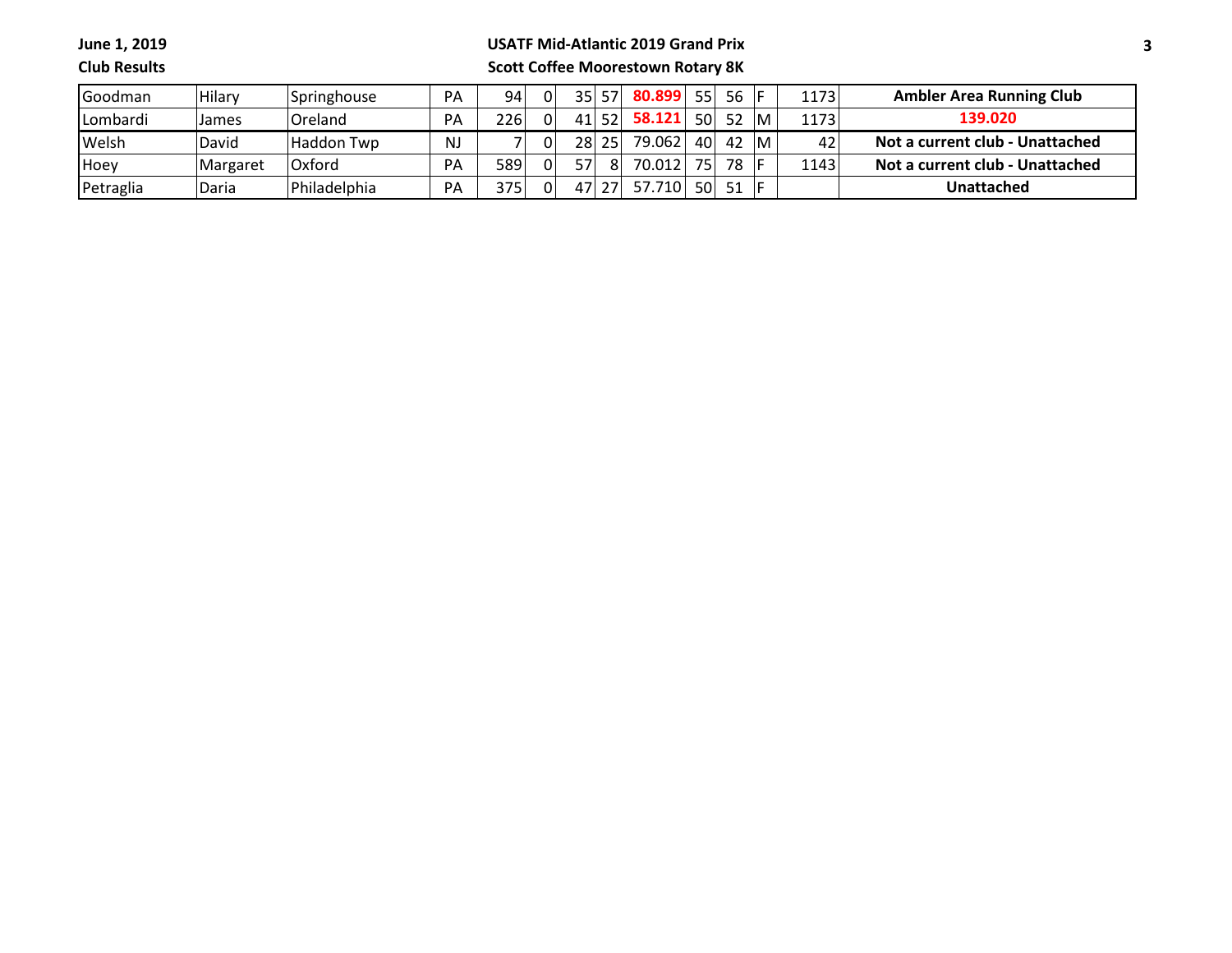June 1, 2019

Club Results

**USATF Mid-Atlantic 2019 Grand Prix**

**Scott Coffee Moorestown Rotary 8K**

| | | | | | | | | | | | | | |
|---|---|---|---|---|---|---|---|---|---|---|---|---|---|
| Goodman | Hilary | Springhouse | PA | 94 | 0 | 35 | 57 | **80.899** | 55 | 56 | F | 1173 | **Ambler Area Running Club** |
| Lombardi | James | Oreland | PA | 226 | 0 | 41 | 52 | **58.121** | 50 | 52 | M | 1173 | **139.020** |
| Welsh | David | Haddon Twp | NJ | 7 | 0 | 28 | 25 | 79.062 | 40 | 42 | M | 42 | **Not a current club - Unattached** |
| Hoey | Margaret | Oxford | PA | 589 | 0 | 57 | 8 | 70.012 | 75 | 78 | F | 1143 | **Not a current club - Unattached** |
| Petraglia | Daria | Philadelphia | PA | 375 | 0 | 47 | 27 | 57.710 | 50 | 51 | F | | **Unattached** |